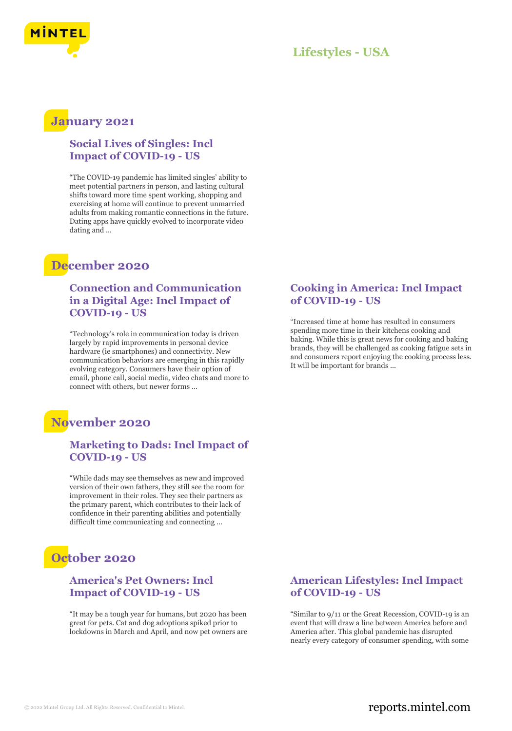# Lifestyles - USA

## January 2021

### Social Lives of Singles: Incl Impact of COVID-19 - US

"The COVID-19 pandemic has limited singles' ability to meet potential partners in person, and lasting cultural shifts toward more time spent working, shopping and exercising at home will continue to prevent unmarried adults from making romantic connections in the future. Dating apps have quickly evolved to incorporate video dating and ...

## December 2020

### Connection and Communication in a Digital Age: Incl Impact of COVID-19 - US

"Technology's role in communication today is driven largely by rapid improvements in personal device hardware (ie smartphones) and connectivity. New communication behaviors are emerging in this rapidly evolving category. Consumers have their option of email, phone call, social media, video chats and more to connect with others, but newer forms ...

### Cooking in America: Incl Impact of COVID-19 - US

"Increased time at home has resulted in consumers spending more time in their kitchens cooking and baking. While this is great news for cooking and baking brands, they will be challenged as cooking fatigue sets in and consumers report enjoying the cooking process less. It will be important for brands ...

## November 2020

### Marketing to Dads: Incl Impact of COVID-19 - US

"While dads may see themselves as new and improved version of their own fathers, they still see the room for improvement in their roles. They see their partners as the primary parent, which contributes to their lack of confidence in their parenting abilities and potentially difficult time communicating and connecting ...

## October 2020

### America's Pet Owners: Incl Impact of COVID-19 - US

"It may be a tough year for humans, but 2020 has been great for pets. Cat and dog adoptions spiked prior to lockdowns in March and April, and now pet owners are

### American Lifestyles: Incl Impact of COVID-19 - US

"Similar to 9/11 or the Great Recession, COVID-19 is an event that will draw a line between America before and America after. This global pandemic has disrupted nearly every category of consumer spending, with some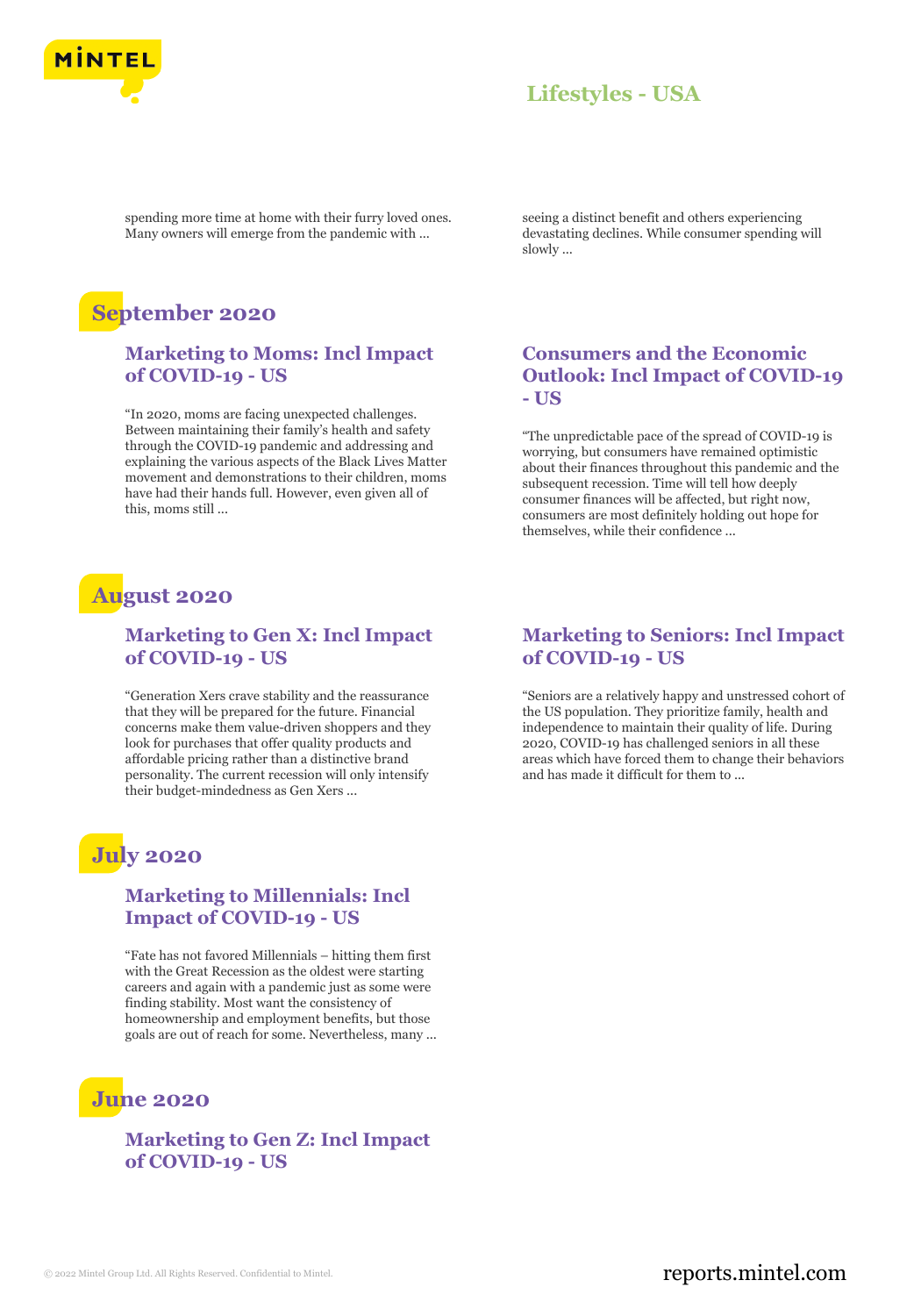spending more time at home with their furry loved ones. Many owners will emerge from the pandemic with ...

seeing a distinct benefit and others experiencing devastating declines. While consumer spending will slowly ...

## September 2020

### Marketing to Moms: Incl Impact of COVID-19 - US

"In 2020, moms are facing unexpected challenges. Between maintaining their family's health and safety through the COVID-19 pandemic and addressing and explaining the various aspects of the Black Lives Matter movement and demonstrations to their children, moms have had their hands full. However, even given all of this, moms still ...

### Consumers and the Economic Outlook: Incl Impact of COVID-19 - US

"The unpredictable pace of the spread of COVID-19 is worrying, but consumers have remained optimistic about their finances throughout this pandemic and the subsequent recession. Time will tell how deeply consumer finances will be affected, but right now, consumers are most definitely holding out hope for themselves, while their confidence ...

## August 2020

### Marketing to Gen X: Incl Impact of COVID-19 - US

"Generation Xers crave stability and the reassurance that they will be prepared for the future. Financial concerns make them value-driven shoppers and they look for purchases that offer quality products and affordable pricing rather than a distinctive brand personality. The current recession will only intensify their budget-mindedness as Gen Xers ...

### Marketing to Seniors: Incl Impact of COVID-19 - US

"Seniors are a relatively happy and unstressed cohort of the US population. They prioritize family, health and independence to maintain their quality of life. During 2020, COVID-19 has challenged seniors in all these areas which have forced them to change their behaviors and has made it difficult for them to ...

## July 2020

### Marketing to Millennials: Incl Impact of COVID-19 - US

"Fate has not favored Millennials – hitting them first with the Great Recession as the oldest were starting careers and again with a pandemic just as some were finding stability. Most want the consistency of homeownership and employment benefits, but those goals are out of reach for some. Nevertheless, many ...

## June 2020

### Marketing to Gen Z: Incl Impact of COVID-19 - US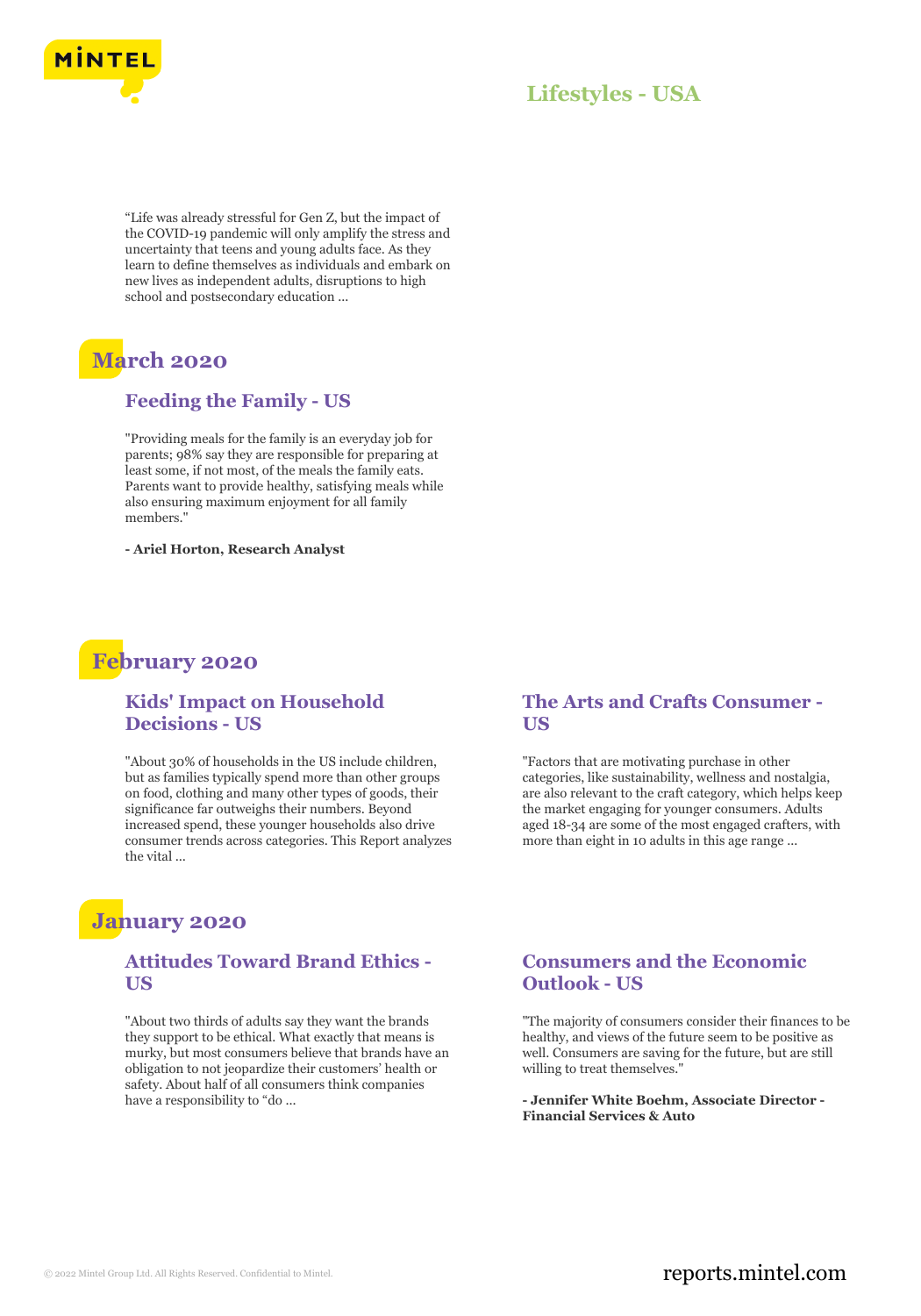"Life was already stressful for Gen Z, but the impact of the COVID-19 pandemic will only amplify the stress and uncertainty that teens and young adults face. As they learn to define themselves as individuals and embark on new lives as independent adults, disruptions to high school and postsecondary education ...

## March 2020

### Feeding the Family - US

"Providing meals for the family is an everyday job for parents; 98% say they are responsible for preparing at least some, if not most, of the meals the family eats. Parents want to provide healthy, satisfying meals while also ensuring maximum enjoyment for all family members."

**- Ariel Horton, Research Analyst**

## February 2020

### Kids' Impact on Household Decisions - US

"About 30% of households in the US include children, but as families typically spend more than other groups on food, clothing and many other types of goods, their significance far outweighs their numbers. Beyond increased spend, these younger households also drive consumer trends across categories. This Report analyzes the vital ...

### The Arts and Crafts Consumer - US

"Factors that are motivating purchase in other categories, like sustainability, wellness and nostalgia, are also relevant to the craft category, which helps keep the market engaging for younger consumers. Adults aged 18-34 are some of the most engaged crafters, with more than eight in 10 adults in this age range ...

## January 2020

### Attitudes Toward Brand Ethics - US

"About two thirds of adults say they want the brands they support to be ethical. What exactly that means is murky, but most consumers believe that brands have an obligation to not jeopardize their customers' health or safety. About half of all consumers think companies have a responsibility to "do ...

### Consumers and the Economic Outlook - US

"The majority of consumers consider their finances to be healthy, and views of the future seem to be positive as well. Consumers are saving for the future, but are still willing to treat themselves."

**- Jennifer White Boehm, Associate Director - Financial Services & Auto**